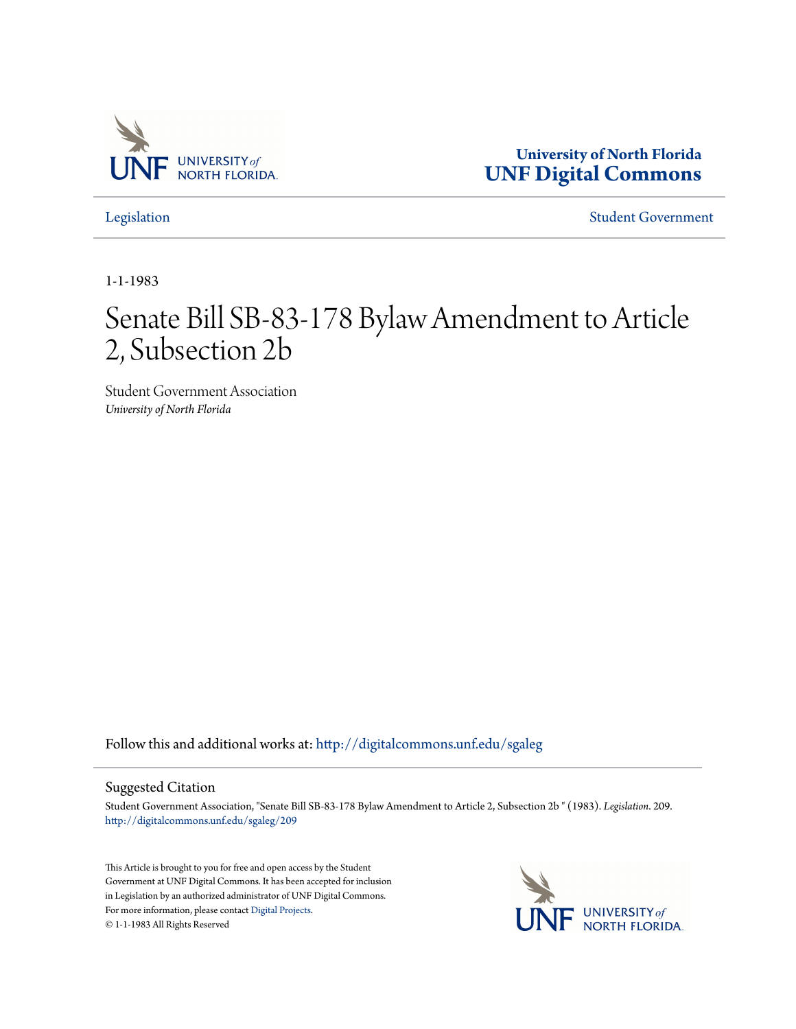University of North Florida
UNF Digital Commons

Legislation | Student Government

1-1-1983

# Senate Bill SB-83-178 Bylaw Amendment to Article 2, Subsection 2b

Student Government Association
*University of North Florida*

Follow this and additional works at: http://digitalcommons.unf.edu/sgaleg

## Suggested Citation

Student Government Association, "Senate Bill SB-83-178 Bylaw Amendment to Article 2, Subsection 2b " (1983). *Legislation*. 209.
http://digitalcommons.unf.edu/sgaleg/209

This Article is brought to you for free and open access by the Student Government at UNF Digital Commons. It has been accepted for inclusion in Legislation by an authorized administrator of UNF Digital Commons. For more information, please contact Digital Projects.
© 1-1-1983 All Rights Reserved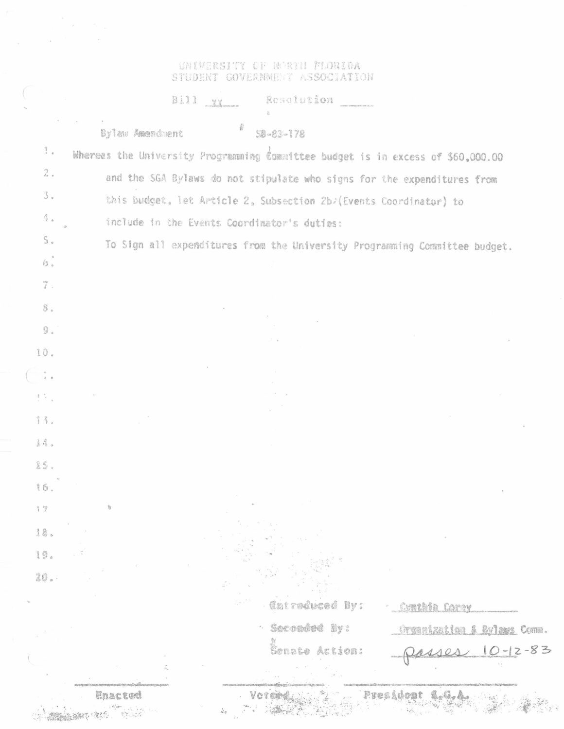UNIVERSITY OF NORTH FLORIDA
STUDENT GOVERNMENT ASSOCIATION

Bill xx     Resolution ___

Bylaw Amendment     # SB-83-178

1. Whereas the University Programming Committee budget is in excess of $60,000.00
2. and the SGA Bylaws do not stipulate who signs for the expenditures from
3. this budget, let Article 2, Subsection 2b (Events Coordinator) to
4. include in the Events Coordinator's duties:
5. To Sign all expenditures from the University Programming Committee budget.
6.
7.
8.
9.
10.
11.
12.
13.
14.
15.
16.
17.
18.
19.
20.

Introduced By: Cynthia Corey

Seconded By: Organization & Bylaws Comm.

Senate Action: passes 10-12-83

Enacted     Vetoed     President S.G.A.